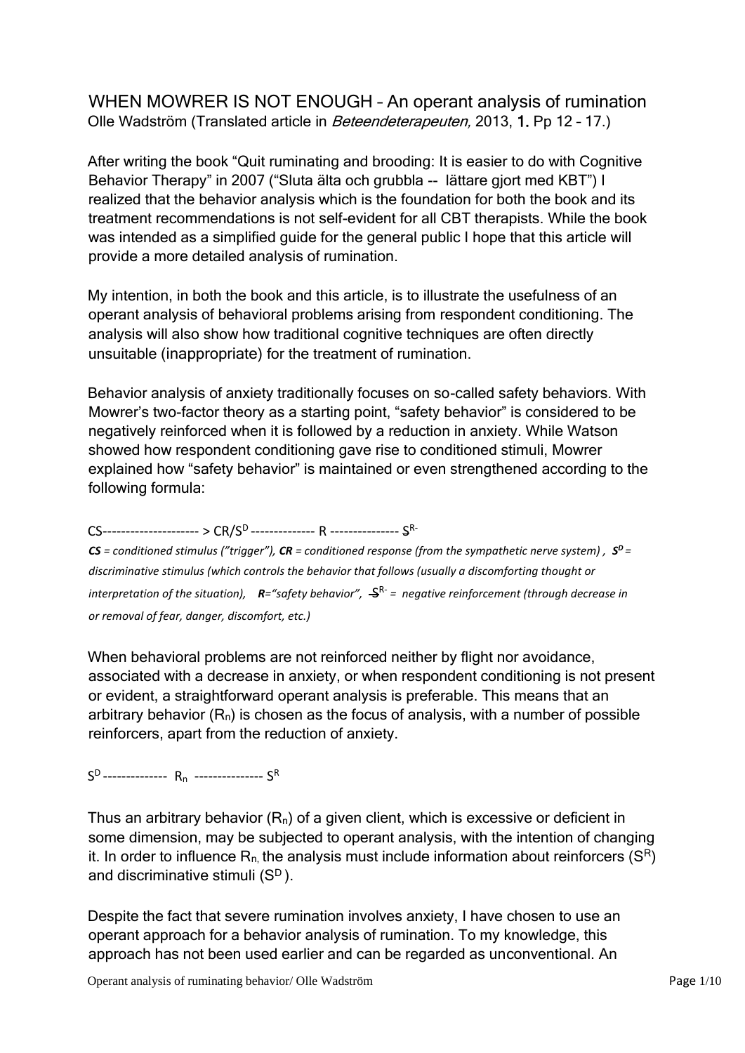# WHEN MOWRER IS NOT ENOUGH – An operant analysis of rumination

Olle Wadström (Translated article in *Beteendeterapeuten,* 2013, **1.** Pp 12 – 17.)

After writing the book "Quit ruminating and brooding: It is easier to do with Cognitive Behavior Therapy" in 2007 ("Sluta älta och grubbla -- lättare gjort med KBT") I realized that the behavior analysis which is the foundation for both the book and its treatment recommendations is not self-evident for all CBT therapists. While the book was intended as a simplified guide for the general public I hope that this article will provide a more detailed analysis of rumination.

My intention, in both the book and this article, is to illustrate the usefulness of an operant analysis of behavioral problems arising from respondent conditioning. The analysis will also show how traditional cognitive techniques are often directly unsuitable (inappropriate) for the treatment of rumination.

Behavior analysis of anxiety traditionally focuses on so-called safety behaviors. With Mowrer's two-factor theory as a starting point, "safety behavior" is considered to be negatively reinforced when it is followed by a reduction in anxiety. While Watson showed how respondent conditioning gave rise to conditioned stimuli, Mowrer explained how "safety behavior" is maintained or even strengthened according to the following formula:

$$CS \text{---------------------} > CR/S^D \text{--------------} R \text{---------------} S^{R-}$$

***CS*** *= conditioned stimulus ("trigger"),* ***CR*** *= conditioned response (from the sympathetic nerve system) ,* ***$S^D$*** *= discriminative stimulus (which controls the behavior that follows (usually a discomforting thought or interpretation of the situation),* ***R****="safety behavior",* *$S^{R-}$ = negative reinforcement (through decrease in or removal of fear, danger, discomfort, etc.)*

When behavioral problems are not reinforced neither by flight nor avoidance, associated with a decrease in anxiety, or when respondent conditioning is not present or evident, a straightforward operant analysis is preferable. This means that an arbitrary behavior ($R_n$) is chosen as the focus of analysis, with a number of possible reinforcers, apart from the reduction of anxiety.

$$S^D \text{--------------} R_n \text{---------------} S^R$$

Thus an arbitrary behavior ($R_n$) of a given client, which is excessive or deficient in some dimension, may be subjected to operant analysis, with the intention of changing it. In order to influence $R_n$, the analysis must include information about reinforcers ($S^R$) and discriminative stimuli ($S^D$).

Despite the fact that severe rumination involves anxiety, I have chosen to use an operant approach for a behavior analysis of rumination. To my knowledge, this approach has not been used earlier and can be regarded as unconventional. An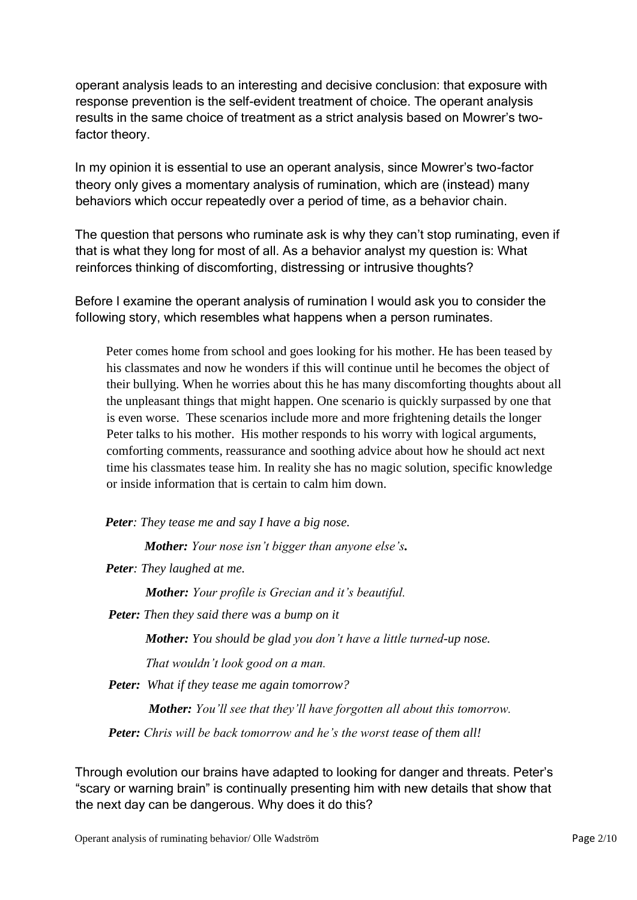operant analysis leads to an interesting and decisive conclusion: that exposure with response prevention is the self-evident treatment of choice. The operant analysis results in the same choice of treatment as a strict analysis based on Mowrer's two-factor theory.

In my opinion it is essential to use an operant analysis, since Mowrer's two-factor theory only gives a momentary analysis of rumination, which are (instead) many behaviors which occur repeatedly over a period of time, as a behavior chain.

The question that persons who ruminate ask is why they can't stop ruminating, even if that is what they long for most of all. As a behavior analyst my question is: What reinforces thinking of discomforting, distressing or intrusive thoughts?

Before I examine the operant analysis of rumination I would ask you to consider the following story, which resembles what happens when a person ruminates.

> Peter comes home from school and goes looking for his mother. He has been teased by his classmates and now he wonders if this will continue until he becomes the object of their bullying. When he worries about this he has many discomforting thoughts about all the unpleasant things that might happen. One scenario is quickly surpassed by one that is even worse. These scenarios include more and more frightening details the longer Peter talks to his mother. His mother responds to his worry with logical arguments, comforting comments, reassurance and soothing advice about how he should act next time his classmates tease him. In reality she has no magic solution, specific knowledge or inside information that is certain to calm him down.

***Peter**: They tease me and say I have a big nose.*

***Mother:** Your nose isn't bigger than anyone else's.*

***Peter**: They laughed at me.*

***Mother:** Your profile is Grecian and it's beautiful.*

***Peter:** Then they said there was a bump on it*

***Mother:** You should be glad you don't have a little turned-up nose. That wouldn't look good on a man.*

***Peter:** What if they tease me again tomorrow?*

***Mother:** You'll see that they'll have forgotten all about this tomorrow.*

***Peter:** Chris will be back tomorrow and he's the worst tease of them all!*

Through evolution our brains have adapted to looking for danger and threats. Peter's "scary or warning brain" is continually presenting him with new details that show that the next day can be dangerous. Why does it do this?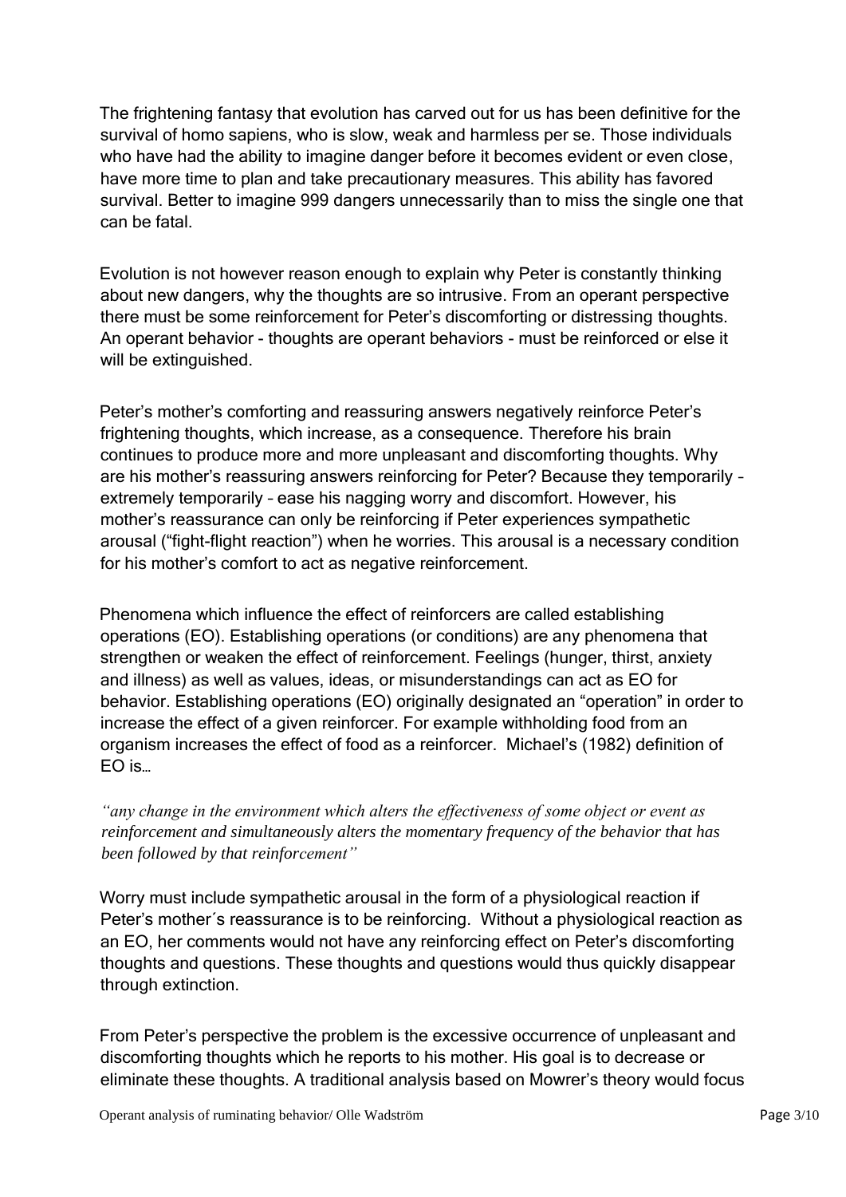The frightening fantasy that evolution has carved out for us has been definitive for the survival of homo sapiens, who is slow, weak and harmless per se. Those individuals who have had the ability to imagine danger before it becomes evident or even close, have more time to plan and take precautionary measures. This ability has favored survival. Better to imagine 999 dangers unnecessarily than to miss the single one that can be fatal.

Evolution is not however reason enough to explain why Peter is constantly thinking about new dangers, why the thoughts are so intrusive. From an operant perspective there must be some reinforcement for Peter's discomforting or distressing thoughts. An operant behavior - thoughts are operant behaviors - must be reinforced or else it will be extinguished.

Peter's mother's comforting and reassuring answers negatively reinforce Peter's frightening thoughts, which increase, as a consequence. Therefore his brain continues to produce more and more unpleasant and discomforting thoughts. Why are his mother's reassuring answers reinforcing for Peter? Because they temporarily – extremely temporarily – ease his nagging worry and discomfort. However, his mother's reassurance can only be reinforcing if Peter experiences sympathetic arousal ("fight-flight reaction") when he worries. This arousal is a necessary condition for his mother's comfort to act as negative reinforcement.

Phenomena which influence the effect of reinforcers are called establishing operations (EO). Establishing operations (or conditions) are any phenomena that strengthen or weaken the effect of reinforcement. Feelings (hunger, thirst, anxiety and illness) as well as values, ideas, or misunderstandings can act as EO for behavior. Establishing operations (EO) originally designated an "operation" in order to increase the effect of a given reinforcer. For example withholding food from an organism increases the effect of food as a reinforcer. Michael's (1982) definition of EO is…

*"any change in the environment which alters the effectiveness of some object or event as reinforcement and simultaneously alters the momentary frequency of the behavior that has been followed by that reinforcement"*

Worry must include sympathetic arousal in the form of a physiological reaction if Peter's mother´s reassurance is to be reinforcing. Without a physiological reaction as an EO, her comments would not have any reinforcing effect on Peter's discomforting thoughts and questions. These thoughts and questions would thus quickly disappear through extinction.

From Peter's perspective the problem is the excessive occurrence of unpleasant and discomforting thoughts which he reports to his mother. His goal is to decrease or eliminate these thoughts. A traditional analysis based on Mowrer's theory would focus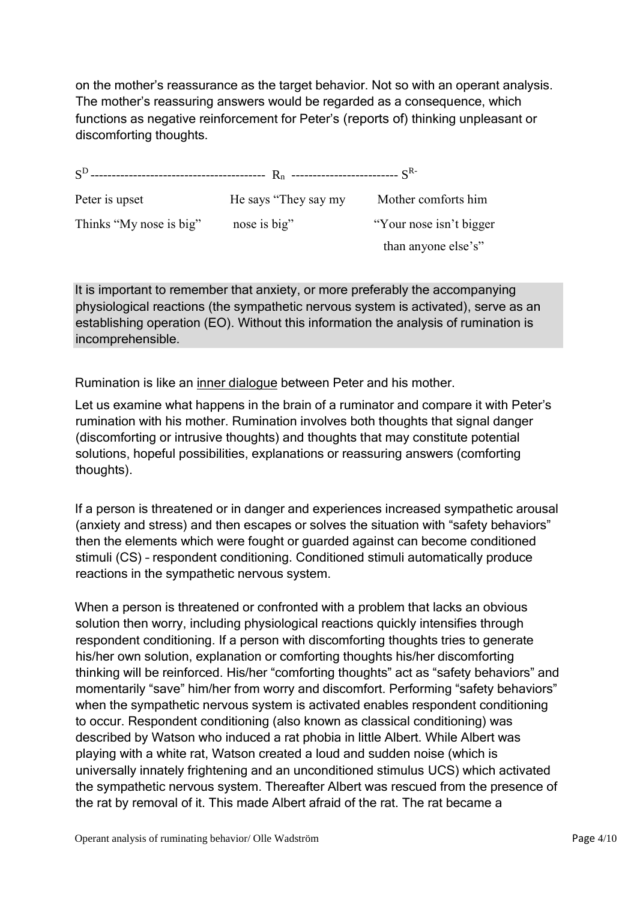on the mother's reassurance as the target behavior. Not so with an operant analysis. The mother's reassuring answers would be regarded as a consequence, which functions as negative reinforcement for Peter's (reports of) thinking unpleasant or discomforting thoughts.

| $S^D$ | $R_n$ | $S^{R-}$ |
|---|---|---|
| Peter is upset<br>Thinks "My nose is big" | He says "They say my nose is big" | Mother comforts him<br>"Your nose isn't bigger than anyone else's" |

It is important to remember that anxiety, or more preferably the accompanying physiological reactions (the sympathetic nervous system is activated), serve as an establishing operation (EO). Without this information the analysis of rumination is incomprehensible.

Rumination is like an inner dialogue between Peter and his mother.

Let us examine what happens in the brain of a ruminator and compare it with Peter's rumination with his mother. Rumination involves both thoughts that signal danger (discomforting or intrusive thoughts) and thoughts that may constitute potential solutions, hopeful possibilities, explanations or reassuring answers (comforting thoughts).

If a person is threatened or in danger and experiences increased sympathetic arousal (anxiety and stress) and then escapes or solves the situation with "safety behaviors" then the elements which were fought or guarded against can become conditioned stimuli (CS) – respondent conditioning. Conditioned stimuli automatically produce reactions in the sympathetic nervous system.

When a person is threatened or confronted with a problem that lacks an obvious solution then worry, including physiological reactions quickly intensifies through respondent conditioning. If a person with discomforting thoughts tries to generate his/her own solution, explanation or comforting thoughts his/her discomforting thinking will be reinforced. His/her "comforting thoughts" act as "safety behaviors" and momentarily "save" him/her from worry and discomfort. Performing "safety behaviors" when the sympathetic nervous system is activated enables respondent conditioning to occur. Respondent conditioning (also known as classical conditioning) was described by Watson who induced a rat phobia in little Albert. While Albert was playing with a white rat, Watson created a loud and sudden noise (which is universally innately frightening and an unconditioned stimulus UCS) which activated the sympathetic nervous system. Thereafter Albert was rescued from the presence of the rat by removal of it. This made Albert afraid of the rat. The rat became a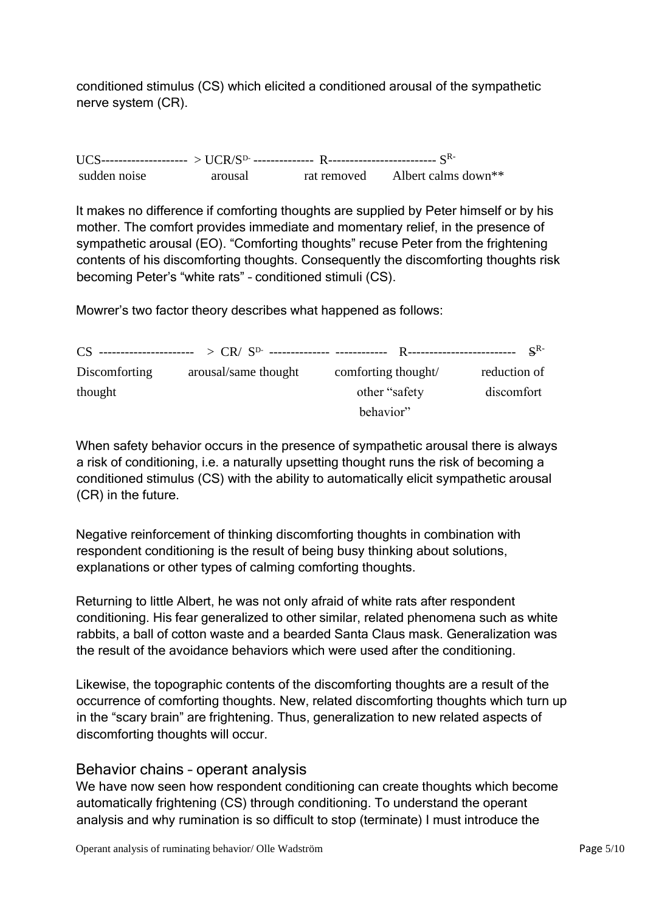conditioned stimulus (CS) which elicited a conditioned arousal of the sympathetic nerve system (CR).

| UCS-------------------- > | UCR/$S^{D-}$ -------------- | R------------------------- | $S^{R-}$ |
|---|---|---|---|
| sudden noise | arousal | rat removed | Albert calms down** |

It makes no difference if comforting thoughts are supplied by Peter himself or by his mother. The comfort provides immediate and momentary relief, in the presence of sympathetic arousal (EO). "Comforting thoughts" recuse Peter from the frightening contents of his discomforting thoughts. Consequently the discomforting thoughts risk becoming Peter's "white rats" – conditioned stimuli (CS).

Mowrer's two factor theory describes what happened as follows:

| CS ---------------------- > | CR/ $S^{D-}$ -------------- | ------------ R------------------------- | $S^{R-}$ |
|---|---|---|---|
| Discomforting thought | arousal/same thought | comforting thought/ other "safety behavior" | reduction of discomfort |

When safety behavior occurs in the presence of sympathetic arousal there is always a risk of conditioning, i.e. a naturally upsetting thought runs the risk of becoming a conditioned stimulus (CS) with the ability to automatically elicit sympathetic arousal (CR) in the future.

Negative reinforcement of thinking discomforting thoughts in combination with respondent conditioning is the result of being busy thinking about solutions, explanations or other types of calming comforting thoughts.

Returning to little Albert, he was not only afraid of white rats after respondent conditioning. His fear generalized to other similar, related phenomena such as white rabbits, a ball of cotton waste and a bearded Santa Claus mask. Generalization was the result of the avoidance behaviors which were used after the conditioning.

Likewise, the topographic contents of the discomforting thoughts are a result of the occurrence of comforting thoughts. New, related discomforting thoughts which turn up in the "scary brain" are frightening. Thus, generalization to new related aspects of discomforting thoughts will occur.

## Behavior chains – operant analysis

We have now seen how respondent conditioning can create thoughts which become automatically frightening (CS) through conditioning. To understand the operant analysis and why rumination is so difficult to stop (terminate) I must introduce the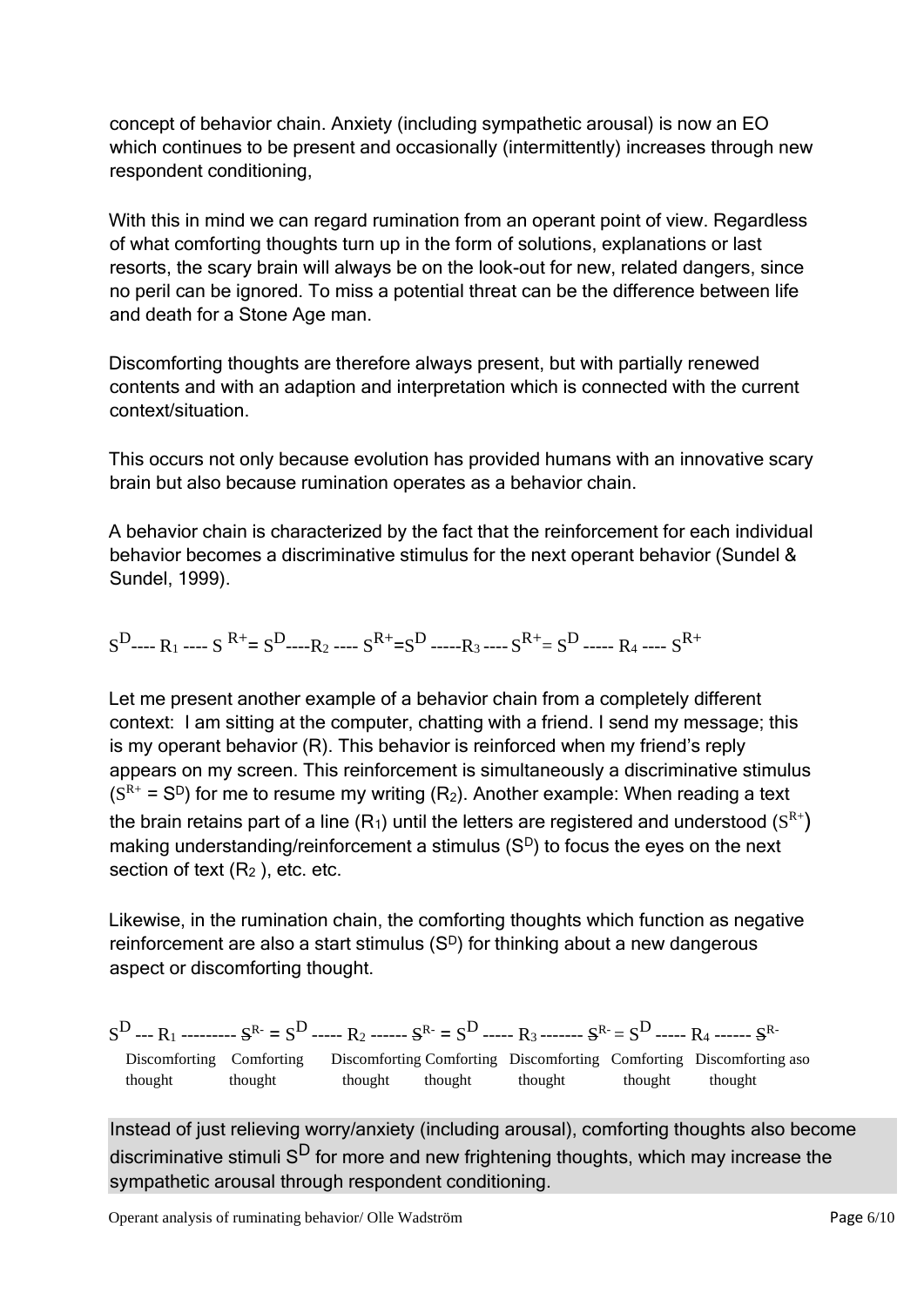concept of behavior chain. Anxiety (including sympathetic arousal) is now an EO which continues to be present and occasionally (intermittently) increases through new respondent conditioning,

With this in mind we can regard rumination from an operant point of view. Regardless of what comforting thoughts turn up in the form of solutions, explanations or last resorts, the scary brain will always be on the look-out for new, related dangers, since no peril can be ignored. To miss a potential threat can be the difference between life and death for a Stone Age man.

Discomforting thoughts are therefore always present, but with partially renewed contents and with an adaption and interpretation which is connected with the current context/situation.

This occurs not only because evolution has provided humans with an innovative scary brain but also because rumination operates as a behavior chain.

A behavior chain is characterized by the fact that the reinforcement for each individual behavior becomes a discriminative stimulus for the next operant behavior (Sundel & Sundel, 1999).

$$S^D \text{----} R_1 \text{----} S^{R+} = S^D \text{----} R_2 \text{----} S^{R+} = S^D \text{-----} R_3 \text{----} S^{R+} = S^D \text{-----} R_4 \text{----} S^{R+}$$

Let me present another example of a behavior chain from a completely different context: I am sitting at the computer, chatting with a friend. I send my message; this is my operant behavior (R). This behavior is reinforced when my friend's reply appears on my screen. This reinforcement is simultaneously a discriminative stimulus ($S^{R+} = S^D$) for me to resume my writing ($R_2$). Another example: When reading a text the brain retains part of a line ($R_1$) until the letters are registered and understood ($S^{R+}$) making understanding/reinforcement a stimulus ($S^D$) to focus the eyes on the next section of text ($R_2$ ), etc. etc.

Likewise, in the rumination chain, the comforting thoughts which function as negative reinforcement are also a start stimulus ($S^D$) for thinking about a new dangerous aspect or discomforting thought.

$$S^D \text{---} R_1 \text{---------} S^{R-} = S^D \text{-----} R_2 \text{------} S^{R-} = S^D \text{-----} R_3 \text{-------} S^{R-} = S^D \text{-----} R_4 \text{------} S^{R-}$$

Discomforting thought — Comforting thought — Discomforting thought — Comforting thought — Discomforting thought — Comforting thought — Discomforting aso thought

Instead of just relieving worry/anxiety (including arousal), comforting thoughts also become discriminative stimuli $S^D$ for more and new frightening thoughts, which may increase the sympathetic arousal through respondent conditioning.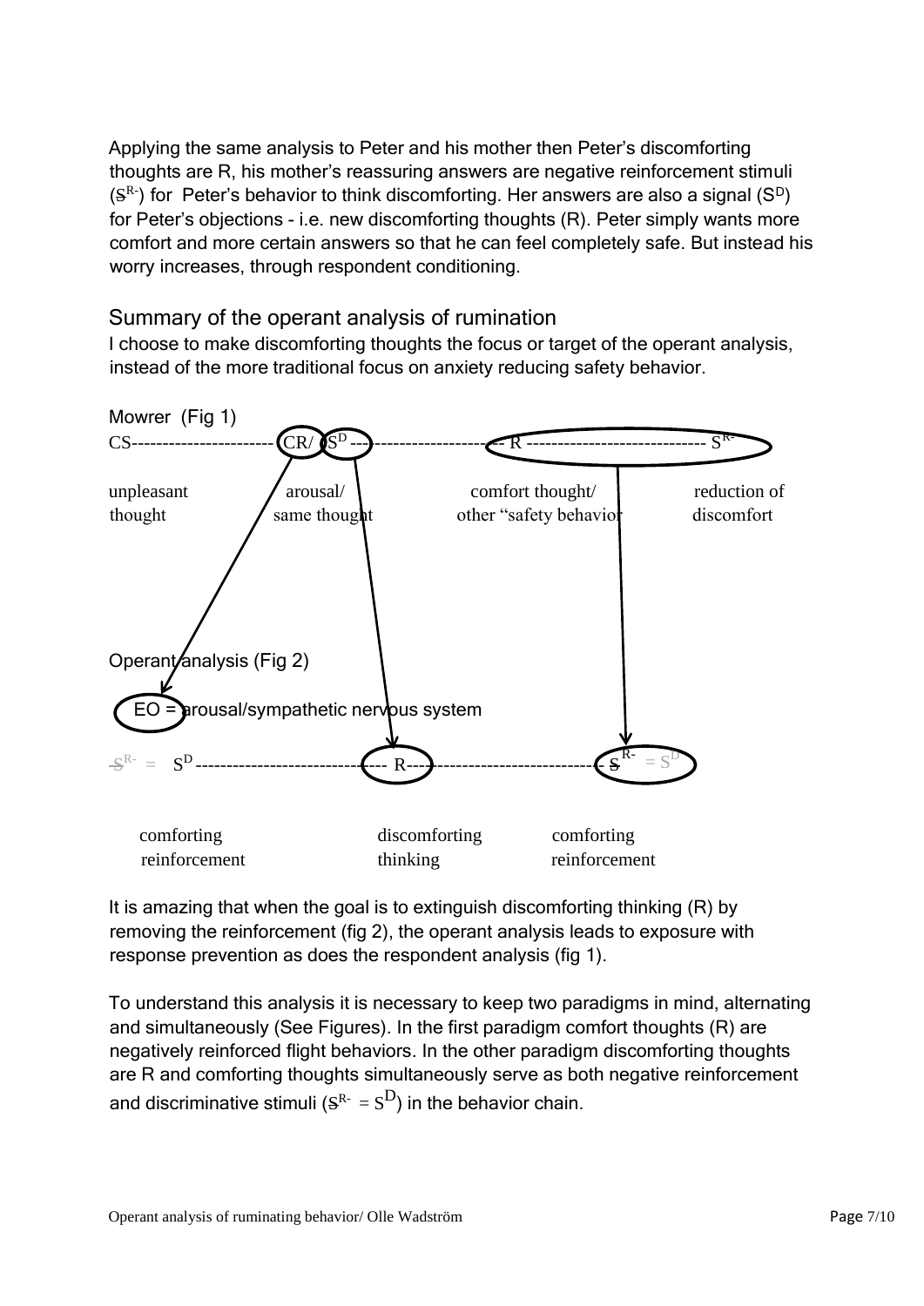Applying the same analysis to Peter and his mother then Peter's discomforting thoughts are R, his mother's reassuring answers are negative reinforcement stimuli ($S^{R-}$) for Peter's behavior to think discomforting. Her answers are also a signal ($S^D$) for Peter's objections - i.e. new discomforting thoughts (R). Peter simply wants more comfort and more certain answers so that he can feel completely safe. But instead his worry increases, through respondent conditioning.

## Summary of the operant analysis of rumination

I choose to make discomforting thoughts the focus or target of the operant analysis, instead of the more traditional focus on anxiety reducing safety behavior.

Mowrer (Fig 1)

CS----------------------- CR/ $S^D$ ---------------------- R ----------------------------- $S^{R-}$

unpleasant thought — arousal/ same thought — comfort thought/ other "safety behavior — reduction of discomfort

Operant analysis (Fig 2)

EO = arousal/sympathetic nervous system

$S^{R-}$ = $S^D$ ------------------------------ R------------------------------ $S^{R-}$ = $S^D$

comforting reinforcement — discomforting thinking — comforting reinforcement

It is amazing that when the goal is to extinguish discomforting thinking (R) by removing the reinforcement (fig 2), the operant analysis leads to exposure with response prevention as does the respondent analysis (fig 1).

To understand this analysis it is necessary to keep two paradigms in mind, alternating and simultaneously (See Figures). In the first paradigm comfort thoughts (R) are negatively reinforced flight behaviors. In the other paradigm discomforting thoughts are R and comforting thoughts simultaneously serve as both negative reinforcement and discriminative stimuli ($S^{R-} = S^D$) in the behavior chain.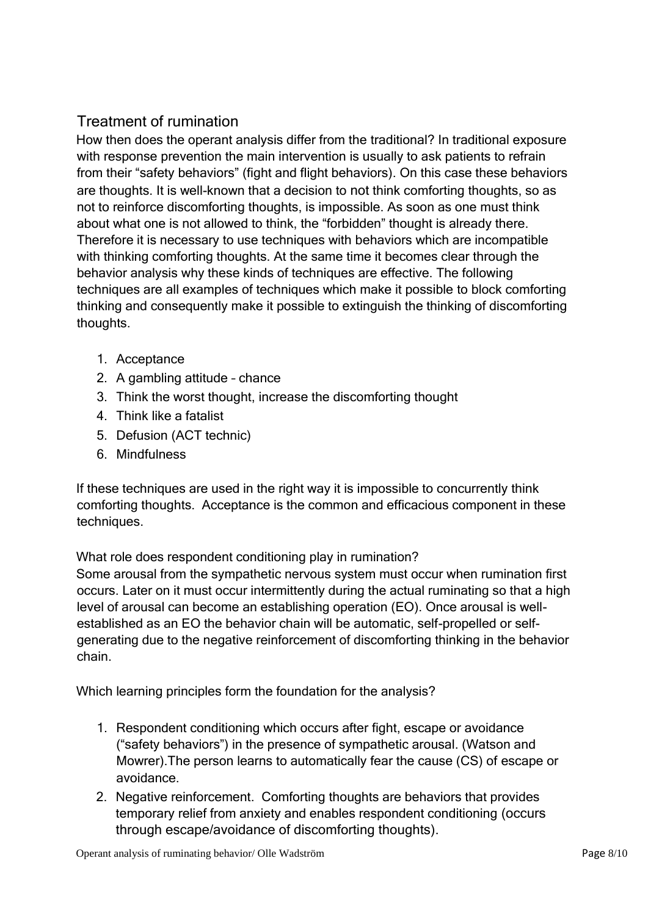## Treatment of rumination

How then does the operant analysis differ from the traditional? In traditional exposure with response prevention the main intervention is usually to ask patients to refrain from their "safety behaviors" (fight and flight behaviors). On this case these behaviors are thoughts. It is well-known that a decision to not think comforting thoughts, so as not to reinforce discomforting thoughts, is impossible. As soon as one must think about what one is not allowed to think, the "forbidden" thought is already there. Therefore it is necessary to use techniques with behaviors which are incompatible with thinking comforting thoughts. At the same time it becomes clear through the behavior analysis why these kinds of techniques are effective. The following techniques are all examples of techniques which make it possible to block comforting thinking and consequently make it possible to extinguish the thinking of discomforting thoughts.

1. Acceptance
2. A gambling attitude – chance
3. Think the worst thought, increase the discomforting thought
4. Think like a fatalist
5. Defusion (ACT technic)
6. Mindfulness

If these techniques are used in the right way it is impossible to concurrently think comforting thoughts. Acceptance is the common and efficacious component in these techniques.

What role does respondent conditioning play in rumination?
Some arousal from the sympathetic nervous system must occur when rumination first occurs. Later on it must occur intermittently during the actual ruminating so that a high level of arousal can become an establishing operation (EO). Once arousal is well-established as an EO the behavior chain will be automatic, self-propelled or self-generating due to the negative reinforcement of discomforting thinking in the behavior chain.

Which learning principles form the foundation for the analysis?

1. Respondent conditioning which occurs after fight, escape or avoidance ("safety behaviors") in the presence of sympathetic arousal. (Watson and Mowrer).The person learns to automatically fear the cause (CS) of escape or avoidance.
2. Negative reinforcement. Comforting thoughts are behaviors that provides temporary relief from anxiety and enables respondent conditioning (occurs through escape/avoidance of discomforting thoughts).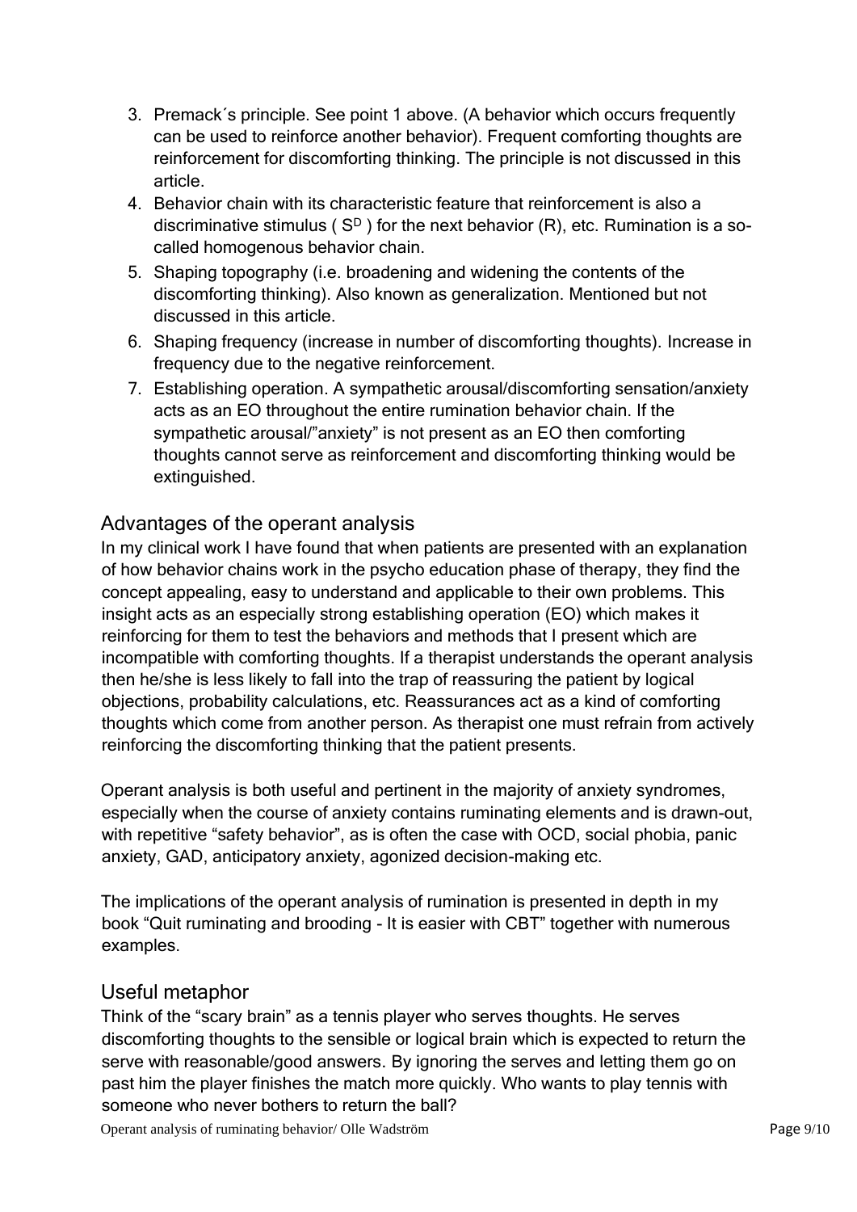3. Premack´s principle. See point 1 above. (A behavior which occurs frequently can be used to reinforce another behavior). Frequent comforting thoughts are reinforcement for discomforting thinking. The principle is not discussed in this article.
4. Behavior chain with its characteristic feature that reinforcement is also a discriminative stimulus ( $S^D$ ) for the next behavior (R), etc. Rumination is a so-called homogenous behavior chain.
5. Shaping topography (i.e. broadening and widening the contents of the discomforting thinking). Also known as generalization. Mentioned but not discussed in this article.
6. Shaping frequency (increase in number of discomforting thoughts). Increase in frequency due to the negative reinforcement.
7. Establishing operation. A sympathetic arousal/discomforting sensation/anxiety acts as an EO throughout the entire rumination behavior chain. If the sympathetic arousal/"anxiety" is not present as an EO then comforting thoughts cannot serve as reinforcement and discomforting thinking would be extinguished.

## Advantages of the operant analysis

In my clinical work I have found that when patients are presented with an explanation of how behavior chains work in the psycho education phase of therapy, they find the concept appealing, easy to understand and applicable to their own problems. This insight acts as an especially strong establishing operation (EO) which makes it reinforcing for them to test the behaviors and methods that I present which are incompatible with comforting thoughts. If a therapist understands the operant analysis then he/she is less likely to fall into the trap of reassuring the patient by logical objections, probability calculations, etc. Reassurances act as a kind of comforting thoughts which come from another person. As therapist one must refrain from actively reinforcing the discomforting thinking that the patient presents.

Operant analysis is both useful and pertinent in the majority of anxiety syndromes, especially when the course of anxiety contains ruminating elements and is drawn-out, with repetitive "safety behavior", as is often the case with OCD, social phobia, panic anxiety, GAD, anticipatory anxiety, agonized decision-making etc.

The implications of the operant analysis of rumination is presented in depth in my book "Quit ruminating and brooding - It is easier with CBT" together with numerous examples.

## Useful metaphor

Think of the "scary brain" as a tennis player who serves thoughts. He serves discomforting thoughts to the sensible or logical brain which is expected to return the serve with reasonable/good answers. By ignoring the serves and letting them go on past him the player finishes the match more quickly. Who wants to play tennis with someone who never bothers to return the ball?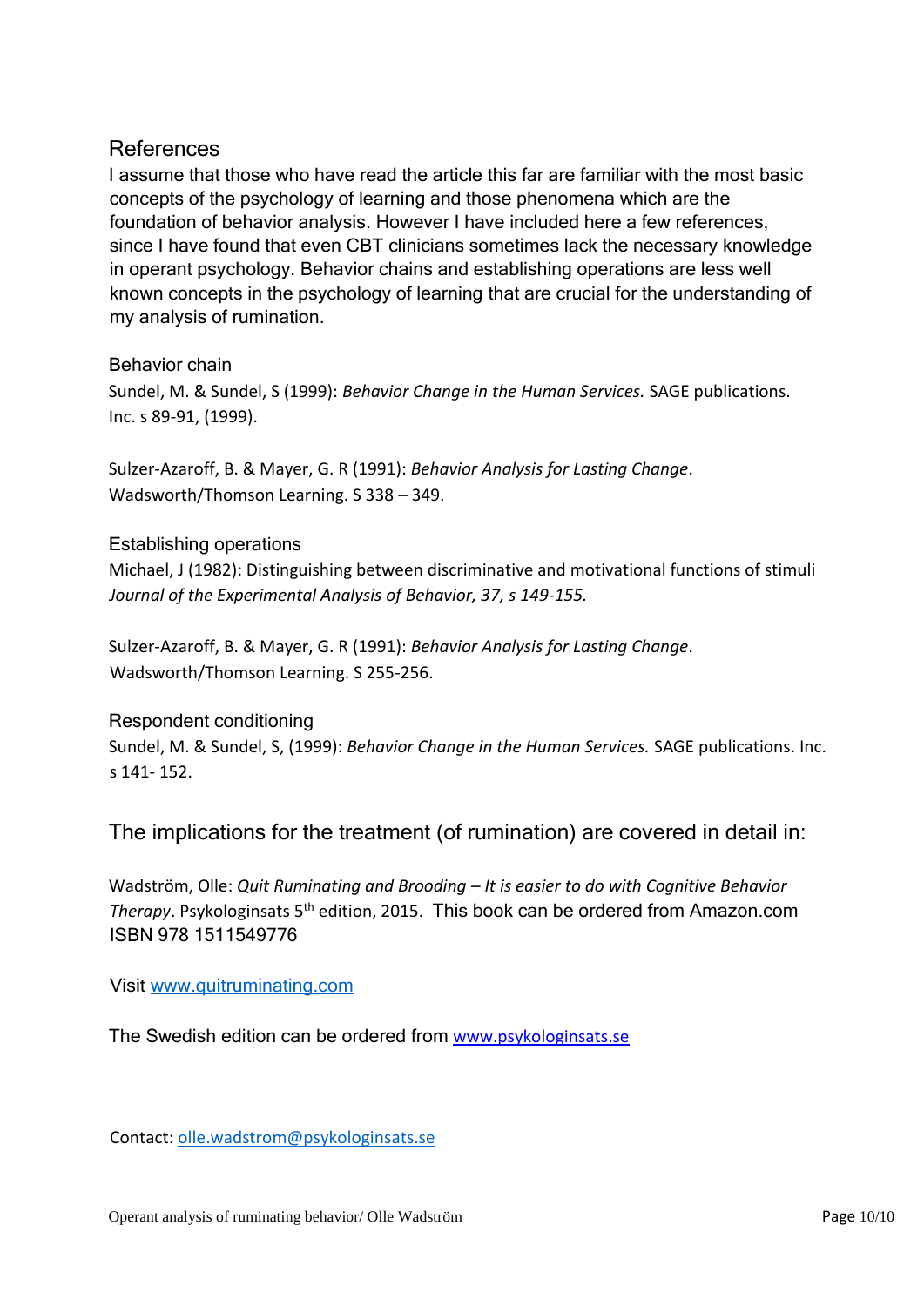## References

I assume that those who have read the article this far are familiar with the most basic concepts of the psychology of learning and those phenomena which are the foundation of behavior analysis. However I have included here a few references, since I have found that even CBT clinicians sometimes lack the necessary knowledge in operant psychology. Behavior chains and establishing operations are less well known concepts in the psychology of learning that are crucial for the understanding of my analysis of rumination.

### Behavior chain

Sundel, M. & Sundel, S (1999): *Behavior Change in the Human Services.* SAGE publications. Inc. s 89-91, (1999).

Sulzer-Azaroff, B. & Mayer, G. R (1991): *Behavior Analysis for Lasting Change*. Wadsworth/Thomson Learning. S 338 – 349.

### Establishing operations

Michael, J (1982): Distinguishing between discriminative and motivational functions of stimuli *Journal of the Experimental Analysis of Behavior, 37, s 149-155.*

Sulzer-Azaroff, B. & Mayer, G. R (1991): *Behavior Analysis for Lasting Change*. Wadsworth/Thomson Learning. S 255-256.

### Respondent conditioning

Sundel, M. & Sundel, S, (1999): *Behavior Change in the Human Services.* SAGE publications. Inc. s 141- 152.

## The implications for the treatment (of rumination) are covered in detail in:

Wadström, Olle: *Quit Ruminating and Brooding – It is easier to do with Cognitive Behavior Therapy*. Psykologinsats 5th edition, 2015. This book can be ordered from Amazon.com ISBN 978 1511549776

Visit [www.quitruminating.com](http://www.quitruminating.com)

The Swedish edition can be ordered from [www.psykologinsats.se](http://www.psykologinsats.se)

Contact: [olle.wadstrom@psykologinsats.se](mailto:olle.wadstrom@psykologinsats.se)